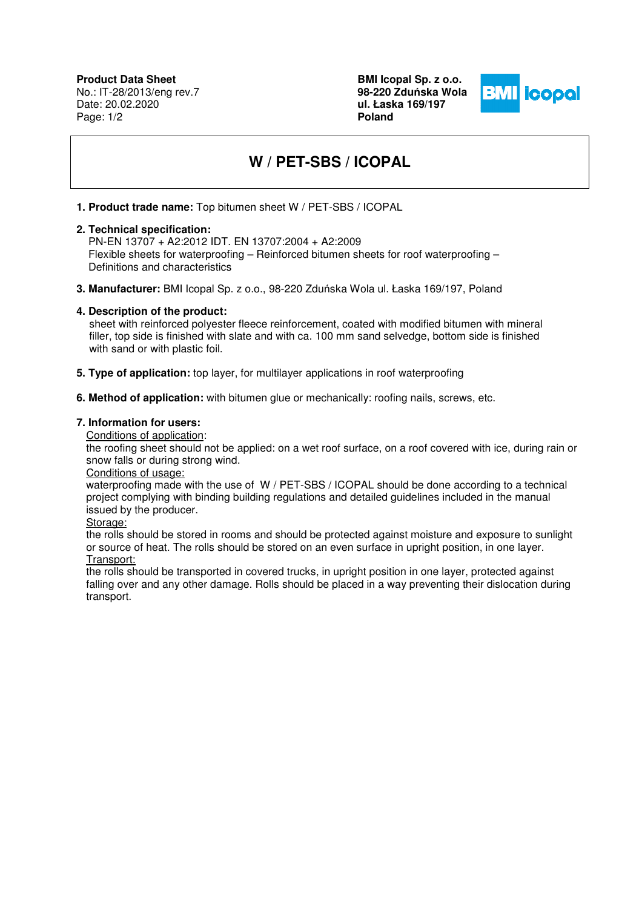**Product Data Sheet**
No.: IT-28/2013/eng rev.7
Date: 20.02.2020

**BMI Icopal Sp. z o.o.**
**98-220 Zduńska Wola**
**ul. Łaska 169/197**
**Poland**

# W / PET-SBS / ICOPAL

1. **Product trade name:** Top bitumen sheet W / PET-SBS / ICOPAL

2. **Technical specification:**
   PN-EN 13707 + A2:2012 IDT. EN 13707:2004 + A2:2009
   Flexible sheets for waterproofing – Reinforced bitumen sheets for roof waterproofing – Definitions and characteristics

3. **Manufacturer:** BMI Icopal Sp. z o.o., 98-220 Zduńska Wola ul. Łaska 169/197, Poland

4. **Description of the product:**
   sheet with reinforced polyester fleece reinforcement, coated with modified bitumen with mineral filler, top side is finished with slate and with ca. 100 mm sand selvedge, bottom side is finished with sand or with plastic foil.

5. **Type of application:** top layer, for multilayer applications in roof waterproofing

6. **Method of application:** with bitumen glue or mechanically: roofing nails, screws, etc.

7. **Information for users:**

   <u>Conditions of application</u>:
   the roofing sheet should not be applied: on a wet roof surface, on a roof covered with ice, during rain or snow falls or during strong wind.

   <u>Conditions of usage:</u>
   waterproofing made with the use of W / PET-SBS / ICOPAL should be done according to a technical project complying with binding building regulations and detailed guidelines included in the manual issued by the producer.

   <u>Storage:</u>
   the rolls should be stored in rooms and should be protected against moisture and exposure to sunlight or source of heat. The rolls should be stored on an even surface in upright position, in one layer.

   <u>Transport:</u>
   the rolls should be transported in covered trucks, in upright position in one layer, protected against falling over and any other damage. Rolls should be placed in a way preventing their dislocation during transport.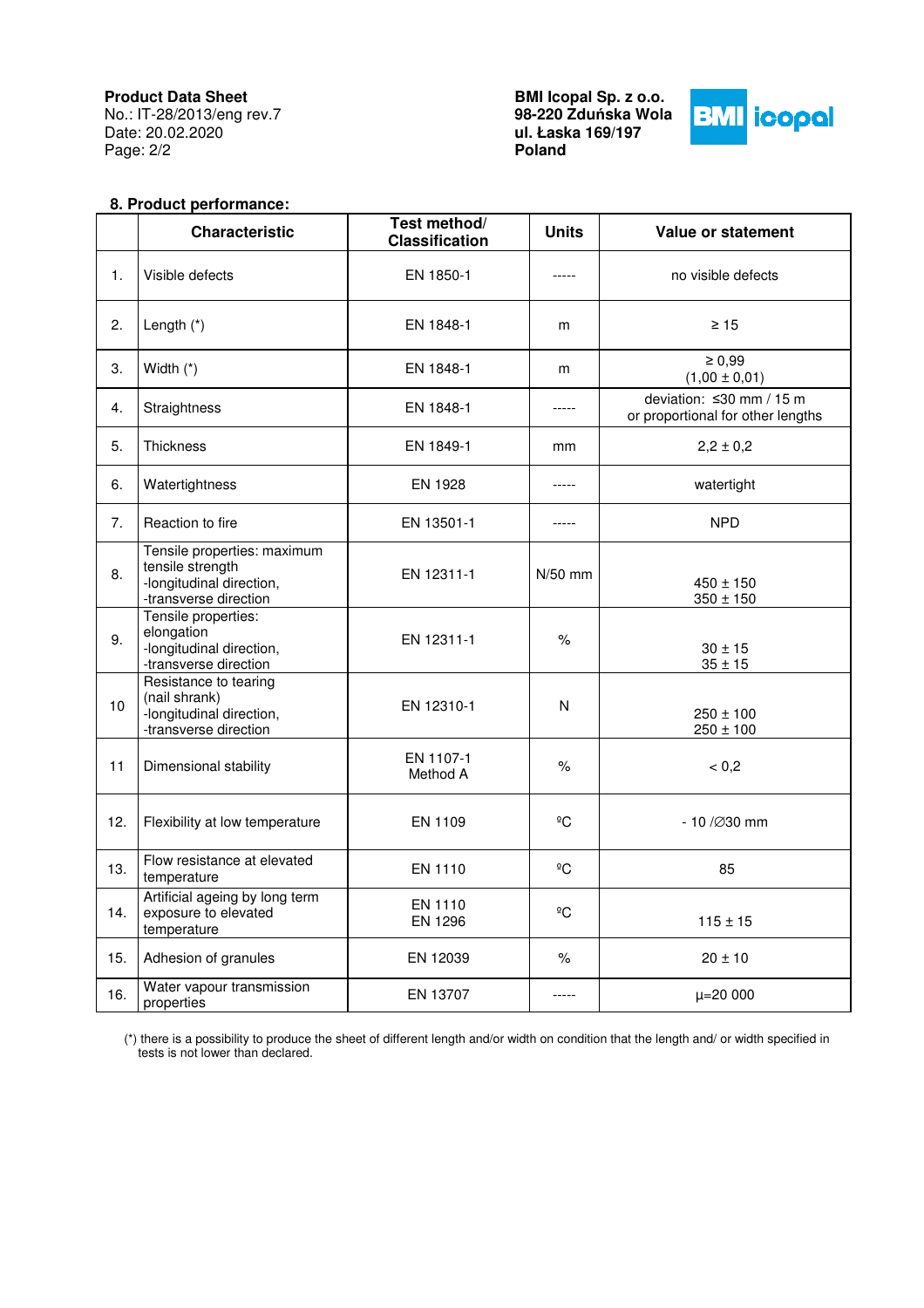**Product Data Sheet**
No.: IT-28/2013/eng rev.7
Date: 20.02.2020
Page: 2/2

**BMI Icopal Sp. z o.o.**
**98-220 Zduńska Wola**
**ul. Łaska 169/197**
**Poland**

### 8. Product performance:

| | Characteristic | Test method/ Classification | Units | Value or statement |
|---|---|---|---|---|
| 1. | Visible defects | EN 1850-1 | ----- | no visible defects |
| 2. | Length (*) | EN 1848-1 | m | ≥ 15 |
| 3. | Width (*) | EN 1848-1 | m | ≥ 0,99<br>(1,00 ± 0,01) |
| 4. | Straightness | EN 1848-1 | ----- | deviation: ≤30 mm / 15 m<br>or proportional for other lengths |
| 5. | Thickness | EN 1849-1 | mm | 2,2 ± 0,2 |
| 6. | Watertightness | EN 1928 | ----- | watertight |
| 7. | Reaction to fire | EN 13501-1 | ----- | NPD |
| 8. | Tensile properties: maximum tensile strength<br>-longitudinal direction,<br>-transverse direction | EN 12311-1 | N/50 mm | 450 ± 150<br>350 ± 150 |
| 9. | Tensile properties: elongation<br>-longitudinal direction,<br>-transverse direction | EN 12311-1 | % | 30 ± 15<br>35 ± 15 |
| 10 | Resistance to tearing (nail shrank)<br>-longitudinal direction,<br>-transverse direction | EN 12310-1 | N | 250 ± 100<br>250 ± 100 |
| 11 | Dimensional stability | EN 1107-1<br>Method A | % | < 0,2 |
| 12. | Flexibility at low temperature | EN 1109 | ºC | - 10 /∅30 mm |
| 13. | Flow resistance at elevated temperature | EN 1110 | ºC | 85 |
| 14. | Artificial ageing by long term exposure to elevated temperature | EN 1110<br>EN 1296 | ºC | 115 ± 15 |
| 15. | Adhesion of granules | EN 12039 | % | 20 ± 10 |
| 16. | Water vapour transmission properties | EN 13707 | ----- | μ=20 000 |

(*) there is a possibility to produce the sheet of different length and/or width on condition that the length and/ or width specified in tests is not lower than declared.